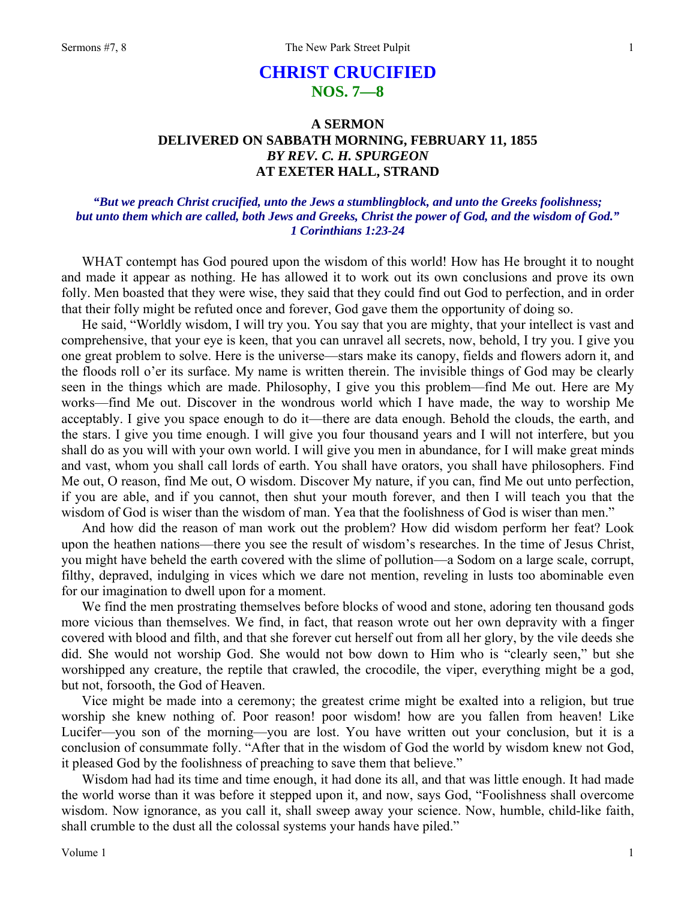# CHRIST CRUCIFIED
## NOS. 7—8

### A SERMON
### DELIVERED ON SABBATH MORNING, FEBRUARY 11, 1855
### *BY REV. C. H. SPURGEON*
### AT EXETER HALL, STRAND

***"But we preach Christ crucified, unto the Jews a stumblingblock, and unto the Greeks foolishness; but unto them which are called, both Jews and Greeks, Christ the power of God, and the wisdom of God." 1 Corinthians 1:23-24***

WHAT contempt has God poured upon the wisdom of this world! How has He brought it to nought and made it appear as nothing. He has allowed it to work out its own conclusions and prove its own folly. Men boasted that they were wise, they said that they could find out God to perfection, and in order that their folly might be refuted once and forever, God gave them the opportunity of doing so.

He said, "Worldly wisdom, I will try you. You say that you are mighty, that your intellect is vast and comprehensive, that your eye is keen, that you can unravel all secrets, now, behold, I try you. I give you one great problem to solve. Here is the universe—stars make its canopy, fields and flowers adorn it, and the floods roll o'er its surface. My name is written therein. The invisible things of God may be clearly seen in the things which are made. Philosophy, I give you this problem—find Me out. Here are My works—find Me out. Discover in the wondrous world which I have made, the way to worship Me acceptably. I give you space enough to do it—there are data enough. Behold the clouds, the earth, and the stars. I give you time enough. I will give you four thousand years and I will not interfere, but you shall do as you will with your own world. I will give you men in abundance, for I will make great minds and vast, whom you shall call lords of earth. You shall have orators, you shall have philosophers. Find Me out, O reason, find Me out, O wisdom. Discover My nature, if you can, find Me out unto perfection, if you are able, and if you cannot, then shut your mouth forever, and then I will teach you that the wisdom of God is wiser than the wisdom of man. Yea that the foolishness of God is wiser than men."

And how did the reason of man work out the problem? How did wisdom perform her feat? Look upon the heathen nations—there you see the result of wisdom's researches. In the time of Jesus Christ, you might have beheld the earth covered with the slime of pollution—a Sodom on a large scale, corrupt, filthy, depraved, indulging in vices which we dare not mention, reveling in lusts too abominable even for our imagination to dwell upon for a moment.

We find the men prostrating themselves before blocks of wood and stone, adoring ten thousand gods more vicious than themselves. We find, in fact, that reason wrote out her own depravity with a finger covered with blood and filth, and that she forever cut herself out from all her glory, by the vile deeds she did. She would not worship God. She would not bow down to Him who is "clearly seen," but she worshipped any creature, the reptile that crawled, the crocodile, the viper, everything might be a god, but not, forsooth, the God of Heaven.

Vice might be made into a ceremony; the greatest crime might be exalted into a religion, but true worship she knew nothing of. Poor reason! poor wisdom! how are you fallen from heaven! Like Lucifer—you son of the morning—you are lost. You have written out your conclusion, but it is a conclusion of consummate folly. "After that in the wisdom of God the world by wisdom knew not God, it pleased God by the foolishness of preaching to save them that believe."

Wisdom had had its time and time enough, it had done its all, and that was little enough. It had made the world worse than it was before it stepped upon it, and now, says God, "Foolishness shall overcome wisdom. Now ignorance, as you call it, shall sweep away your science. Now, humble, child-like faith, shall crumble to the dust all the colossal systems your hands have piled."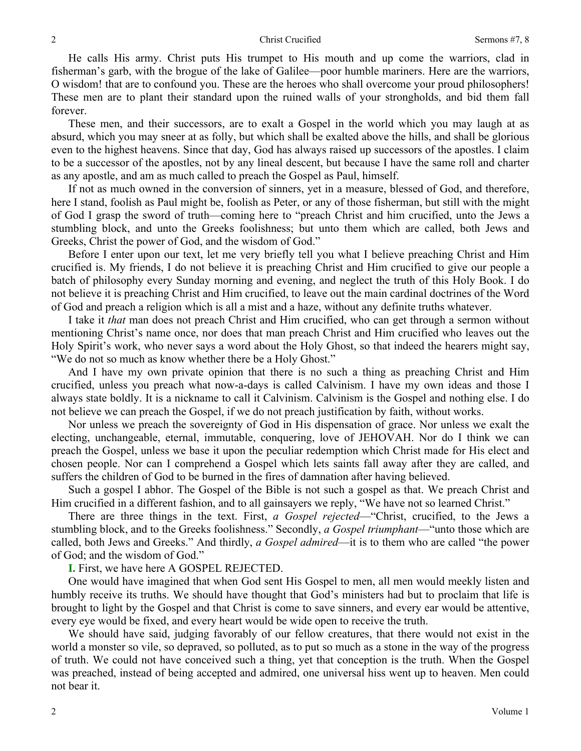He calls His army. Christ puts His trumpet to His mouth and up come the warriors, clad in fisherman's garb, with the brogue of the lake of Galilee—poor humble mariners. Here are the warriors, O wisdom! that are to confound you. These are the heroes who shall overcome your proud philosophers! These men are to plant their standard upon the ruined walls of your strongholds, and bid them fall forever.

These men, and their successors, are to exalt a Gospel in the world which you may laugh at as absurd, which you may sneer at as folly, but which shall be exalted above the hills, and shall be glorious even to the highest heavens. Since that day, God has always raised up successors of the apostles. I claim to be a successor of the apostles, not by any lineal descent, but because I have the same roll and charter as any apostle, and am as much called to preach the Gospel as Paul, himself.

If not as much owned in the conversion of sinners, yet in a measure, blessed of God, and therefore, here I stand, foolish as Paul might be, foolish as Peter, or any of those fisherman, but still with the might of God I grasp the sword of truth—coming here to "preach Christ and him crucified, unto the Jews a stumbling block, and unto the Greeks foolishness; but unto them which are called, both Jews and Greeks, Christ the power of God, and the wisdom of God."

Before I enter upon our text, let me very briefly tell you what I believe preaching Christ and Him crucified is. My friends, I do not believe it is preaching Christ and Him crucified to give our people a batch of philosophy every Sunday morning and evening, and neglect the truth of this Holy Book. I do not believe it is preaching Christ and Him crucified, to leave out the main cardinal doctrines of the Word of God and preach a religion which is all a mist and a haze, without any definite truths whatever.

I take it *that* man does not preach Christ and Him crucified, who can get through a sermon without mentioning Christ's name once, nor does that man preach Christ and Him crucified who leaves out the Holy Spirit's work, who never says a word about the Holy Ghost, so that indeed the hearers might say, "We do not so much as know whether there be a Holy Ghost."

And I have my own private opinion that there is no such a thing as preaching Christ and Him crucified, unless you preach what now-a-days is called Calvinism. I have my own ideas and those I always state boldly. It is a nickname to call it Calvinism. Calvinism is the Gospel and nothing else. I do not believe we can preach the Gospel, if we do not preach justification by faith, without works.

Nor unless we preach the sovereignty of God in His dispensation of grace. Nor unless we exalt the electing, unchangeable, eternal, immutable, conquering, love of JEHOVAH. Nor do I think we can preach the Gospel, unless we base it upon the peculiar redemption which Christ made for His elect and chosen people. Nor can I comprehend a Gospel which lets saints fall away after they are called, and suffers the children of God to be burned in the fires of damnation after having believed.

Such a gospel I abhor. The Gospel of the Bible is not such a gospel as that. We preach Christ and Him crucified in a different fashion, and to all gainsayers we reply, "We have not so learned Christ."

There are three things in the text. First, *a Gospel rejected*—"Christ, crucified, to the Jews a stumbling block, and to the Greeks foolishness." Secondly, *a Gospel triumphant*—"unto those which are called, both Jews and Greeks." And thirdly, *a Gospel admired*—it is to them who are called "the power of God; and the wisdom of God."

**I.** First, we have here A GOSPEL REJECTED.

One would have imagined that when God sent His Gospel to men, all men would meekly listen and humbly receive its truths. We should have thought that God's ministers had but to proclaim that life is brought to light by the Gospel and that Christ is come to save sinners, and every ear would be attentive, every eye would be fixed, and every heart would be wide open to receive the truth.

We should have said, judging favorably of our fellow creatures, that there would not exist in the world a monster so vile, so depraved, so polluted, as to put so much as a stone in the way of the progress of truth. We could not have conceived such a thing, yet that conception is the truth. When the Gospel was preached, instead of being accepted and admired, one universal hiss went up to heaven. Men could not bear it.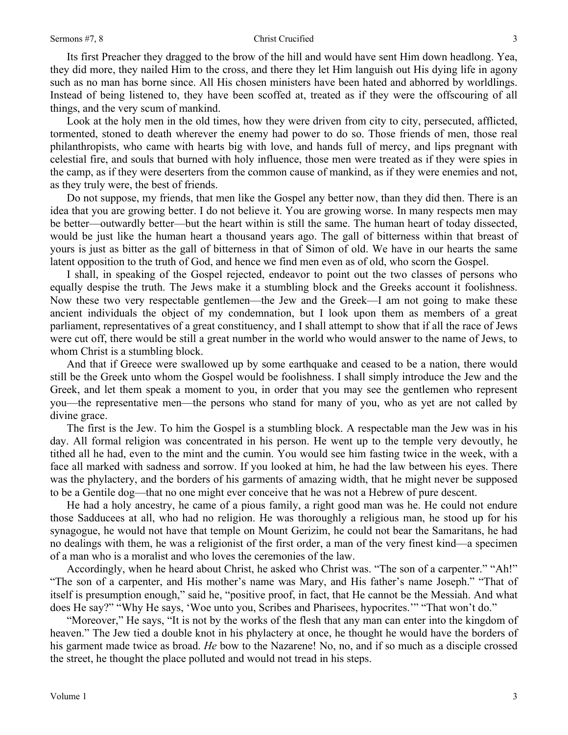Its first Preacher they dragged to the brow of the hill and would have sent Him down headlong. Yea, they did more, they nailed Him to the cross, and there they let Him languish out His dying life in agony such as no man has borne since. All His chosen ministers have been hated and abhorred by worldlings. Instead of being listened to, they have been scoffed at, treated as if they were the offscouring of all things, and the very scum of mankind.

Look at the holy men in the old times, how they were driven from city to city, persecuted, afflicted, tormented, stoned to death wherever the enemy had power to do so. Those friends of men, those real philanthropists, who came with hearts big with love, and hands full of mercy, and lips pregnant with celestial fire, and souls that burned with holy influence, those men were treated as if they were spies in the camp, as if they were deserters from the common cause of mankind, as if they were enemies and not, as they truly were, the best of friends.

Do not suppose, my friends, that men like the Gospel any better now, than they did then. There is an idea that you are growing better. I do not believe it. You are growing worse. In many respects men may be better—outwardly better—but the heart within is still the same. The human heart of today dissected, would be just like the human heart a thousand years ago. The gall of bitterness within that breast of yours is just as bitter as the gall of bitterness in that of Simon of old. We have in our hearts the same latent opposition to the truth of God, and hence we find men even as of old, who scorn the Gospel.

I shall, in speaking of the Gospel rejected, endeavor to point out the two classes of persons who equally despise the truth. The Jews make it a stumbling block and the Greeks account it foolishness. Now these two very respectable gentlemen—the Jew and the Greek—I am not going to make these ancient individuals the object of my condemnation, but I look upon them as members of a great parliament, representatives of a great constituency, and I shall attempt to show that if all the race of Jews were cut off, there would be still a great number in the world who would answer to the name of Jews, to whom Christ is a stumbling block.

And that if Greece were swallowed up by some earthquake and ceased to be a nation, there would still be the Greek unto whom the Gospel would be foolishness. I shall simply introduce the Jew and the Greek, and let them speak a moment to you, in order that you may see the gentlemen who represent you—the representative men—the persons who stand for many of you, who as yet are not called by divine grace.

The first is the Jew. To him the Gospel is a stumbling block. A respectable man the Jew was in his day. All formal religion was concentrated in his person. He went up to the temple very devoutly, he tithed all he had, even to the mint and the cumin. You would see him fasting twice in the week, with a face all marked with sadness and sorrow. If you looked at him, he had the law between his eyes. There was the phylactery, and the borders of his garments of amazing width, that he might never be supposed to be a Gentile dog—that no one might ever conceive that he was not a Hebrew of pure descent.

He had a holy ancestry, he came of a pious family, a right good man was he. He could not endure those Sadducees at all, who had no religion. He was thoroughly a religious man, he stood up for his synagogue, he would not have that temple on Mount Gerizim, he could not bear the Samaritans, he had no dealings with them, he was a religionist of the first order, a man of the very finest kind—a specimen of a man who is a moralist and who loves the ceremonies of the law.

Accordingly, when he heard about Christ, he asked who Christ was. "The son of a carpenter." "Ah!" "The son of a carpenter, and His mother's name was Mary, and His father's name Joseph." "That of itself is presumption enough," said he, "positive proof, in fact, that He cannot be the Messiah. And what does He say?" "Why He says, 'Woe unto you, Scribes and Pharisees, hypocrites.'" "That won't do."

"Moreover," He says, "It is not by the works of the flesh that any man can enter into the kingdom of heaven." The Jew tied a double knot in his phylactery at once, he thought he would have the borders of his garment made twice as broad. *He* bow to the Nazarene! No, no, and if so much as a disciple crossed the street, he thought the place polluted and would not tread in his steps.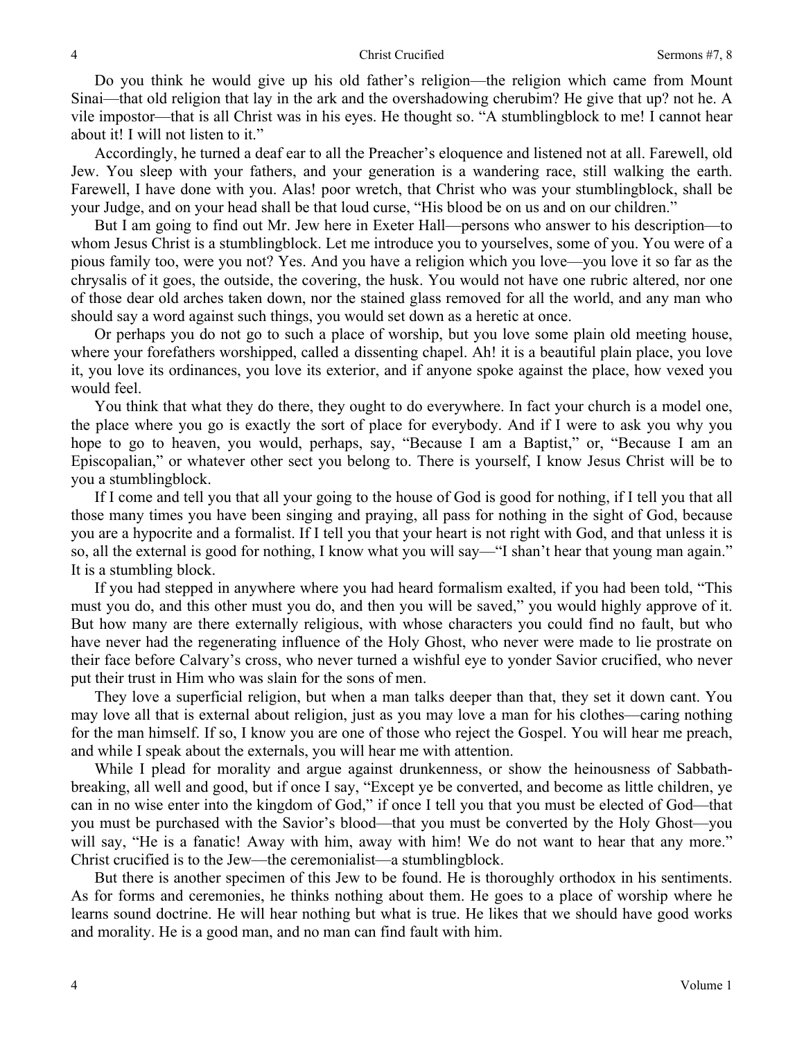Do you think he would give up his old father's religion—the religion which came from Mount Sinai—that old religion that lay in the ark and the overshadowing cherubim? He give that up? not he. A vile impostor—that is all Christ was in his eyes. He thought so. "A stumblingblock to me! I cannot hear about it! I will not listen to it."

Accordingly, he turned a deaf ear to all the Preacher's eloquence and listened not at all. Farewell, old Jew. You sleep with your fathers, and your generation is a wandering race, still walking the earth. Farewell, I have done with you. Alas! poor wretch, that Christ who was your stumblingblock, shall be your Judge, and on your head shall be that loud curse, "His blood be on us and on our children."

But I am going to find out Mr. Jew here in Exeter Hall—persons who answer to his description—to whom Jesus Christ is a stumblingblock. Let me introduce you to yourselves, some of you. You were of a pious family too, were you not? Yes. And you have a religion which you love—you love it so far as the chrysalis of it goes, the outside, the covering, the husk. You would not have one rubric altered, nor one of those dear old arches taken down, nor the stained glass removed for all the world, and any man who should say a word against such things, you would set down as a heretic at once.

Or perhaps you do not go to such a place of worship, but you love some plain old meeting house, where your forefathers worshipped, called a dissenting chapel. Ah! it is a beautiful plain place, you love it, you love its ordinances, you love its exterior, and if anyone spoke against the place, how vexed you would feel.

You think that what they do there, they ought to do everywhere. In fact your church is a model one, the place where you go is exactly the sort of place for everybody. And if I were to ask you why you hope to go to heaven, you would, perhaps, say, "Because I am a Baptist," or, "Because I am an Episcopalian," or whatever other sect you belong to. There is yourself, I know Jesus Christ will be to you a stumblingblock.

If I come and tell you that all your going to the house of God is good for nothing, if I tell you that all those many times you have been singing and praying, all pass for nothing in the sight of God, because you are a hypocrite and a formalist. If I tell you that your heart is not right with God, and that unless it is so, all the external is good for nothing, I know what you will say—"I shan't hear that young man again." It is a stumbling block.

If you had stepped in anywhere where you had heard formalism exalted, if you had been told, "This must you do, and this other must you do, and then you will be saved," you would highly approve of it. But how many are there externally religious, with whose characters you could find no fault, but who have never had the regenerating influence of the Holy Ghost, who never were made to lie prostrate on their face before Calvary's cross, who never turned a wishful eye to yonder Savior crucified, who never put their trust in Him who was slain for the sons of men.

They love a superficial religion, but when a man talks deeper than that, they set it down cant. You may love all that is external about religion, just as you may love a man for his clothes—caring nothing for the man himself. If so, I know you are one of those who reject the Gospel. You will hear me preach, and while I speak about the externals, you will hear me with attention.

While I plead for morality and argue against drunkenness, or show the heinousness of Sabbath-breaking, all well and good, but if once I say, "Except ye be converted, and become as little children, ye can in no wise enter into the kingdom of God," if once I tell you that you must be elected of God—that you must be purchased with the Savior's blood—that you must be converted by the Holy Ghost—you will say, "He is a fanatic! Away with him, away with him! We do not want to hear that any more." Christ crucified is to the Jew—the ceremonialist—a stumblingblock.

But there is another specimen of this Jew to be found. He is thoroughly orthodox in his sentiments. As for forms and ceremonies, he thinks nothing about them. He goes to a place of worship where he learns sound doctrine. He will hear nothing but what is true. He likes that we should have good works and morality. He is a good man, and no man can find fault with him.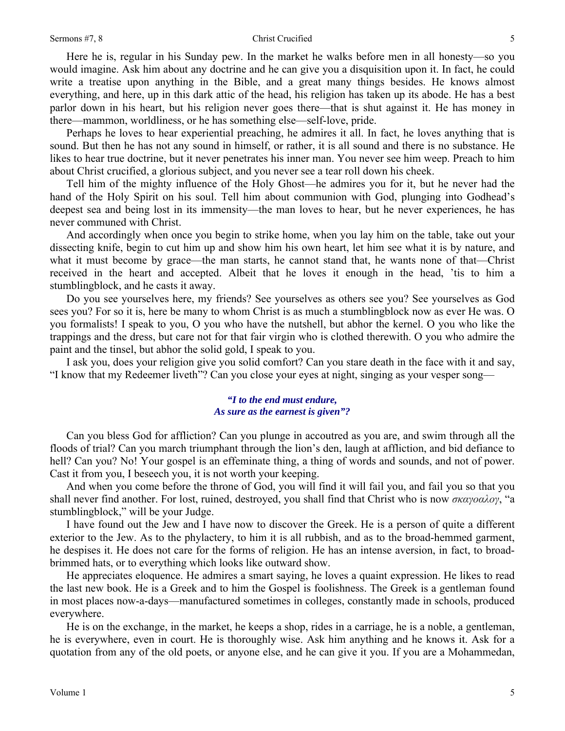Here he is, regular in his Sunday pew. In the market he walks before men in all honesty—so you would imagine. Ask him about any doctrine and he can give you a disquisition upon it. In fact, he could write a treatise upon anything in the Bible, and a great many things besides. He knows almost everything, and here, up in this dark attic of the head, his religion has taken up its abode. He has a best parlor down in his heart, but his religion never goes there—that is shut against it. He has money in there—mammon, worldliness, or he has something else—self-love, pride.

Perhaps he loves to hear experiential preaching, he admires it all. In fact, he loves anything that is sound. But then he has not any sound in himself, or rather, it is all sound and there is no substance. He likes to hear true doctrine, but it never penetrates his inner man. You never see him weep. Preach to him about Christ crucified, a glorious subject, and you never see a tear roll down his cheek.

Tell him of the mighty influence of the Holy Ghost—he admires you for it, but he never had the hand of the Holy Spirit on his soul. Tell him about communion with God, plunging into Godhead's deepest sea and being lost in its immensity—the man loves to hear, but he never experiences, he has never communed with Christ.

And accordingly when once you begin to strike home, when you lay him on the table, take out your dissecting knife, begin to cut him up and show him his own heart, let him see what it is by nature, and what it must become by grace—the man starts, he cannot stand that, he wants none of that—Christ received in the heart and accepted. Albeit that he loves it enough in the head, 'tis to him a stumblingblock, and he casts it away.

Do you see yourselves here, my friends? See yourselves as others see you? See yourselves as God sees you? For so it is, here be many to whom Christ is as much a stumblingblock now as ever He was. O you formalists! I speak to you, O you who have the nutshell, but abhor the kernel. O you who like the trappings and the dress, but care not for that fair virgin who is clothed therewith. O you who admire the paint and the tinsel, but abhor the solid gold, I speak to you.

I ask you, does your religion give you solid comfort? Can you stare death in the face with it and say, "I know that my Redeemer liveth"? Can you close your eyes at night, singing as your vesper song—

*"I to the end must endure,*
*As sure as the earnest is given"?*

Can you bless God for affliction? Can you plunge in accoutred as you are, and swim through all the floods of trial? Can you march triumphant through the lion's den, laugh at affliction, and bid defiance to hell? Can you? No! Your gospel is an effeminate thing, a thing of words and sounds, and not of power. Cast it from you, I beseech you, it is not worth your keeping.

And when you come before the throne of God, you will find it will fail you, and fail you so that you shall never find another. For lost, ruined, destroyed, you shall find that Christ who is now *σκαγοαλογ*, "a stumblingblock," will be your Judge.

I have found out the Jew and I have now to discover the Greek. He is a person of quite a different exterior to the Jew. As to the phylactery, to him it is all rubbish, and as to the broad-hemmed garment, he despises it. He does not care for the forms of religion. He has an intense aversion, in fact, to broad-brimmed hats, or to everything which looks like outward show.

He appreciates eloquence. He admires a smart saying, he loves a quaint expression. He likes to read the last new book. He is a Greek and to him the Gospel is foolishness. The Greek is a gentleman found in most places now-a-days—manufactured sometimes in colleges, constantly made in schools, produced everywhere.

He is on the exchange, in the market, he keeps a shop, rides in a carriage, he is a noble, a gentleman, he is everywhere, even in court. He is thoroughly wise. Ask him anything and he knows it. Ask for a quotation from any of the old poets, or anyone else, and he can give it you. If you are a Mohammedan,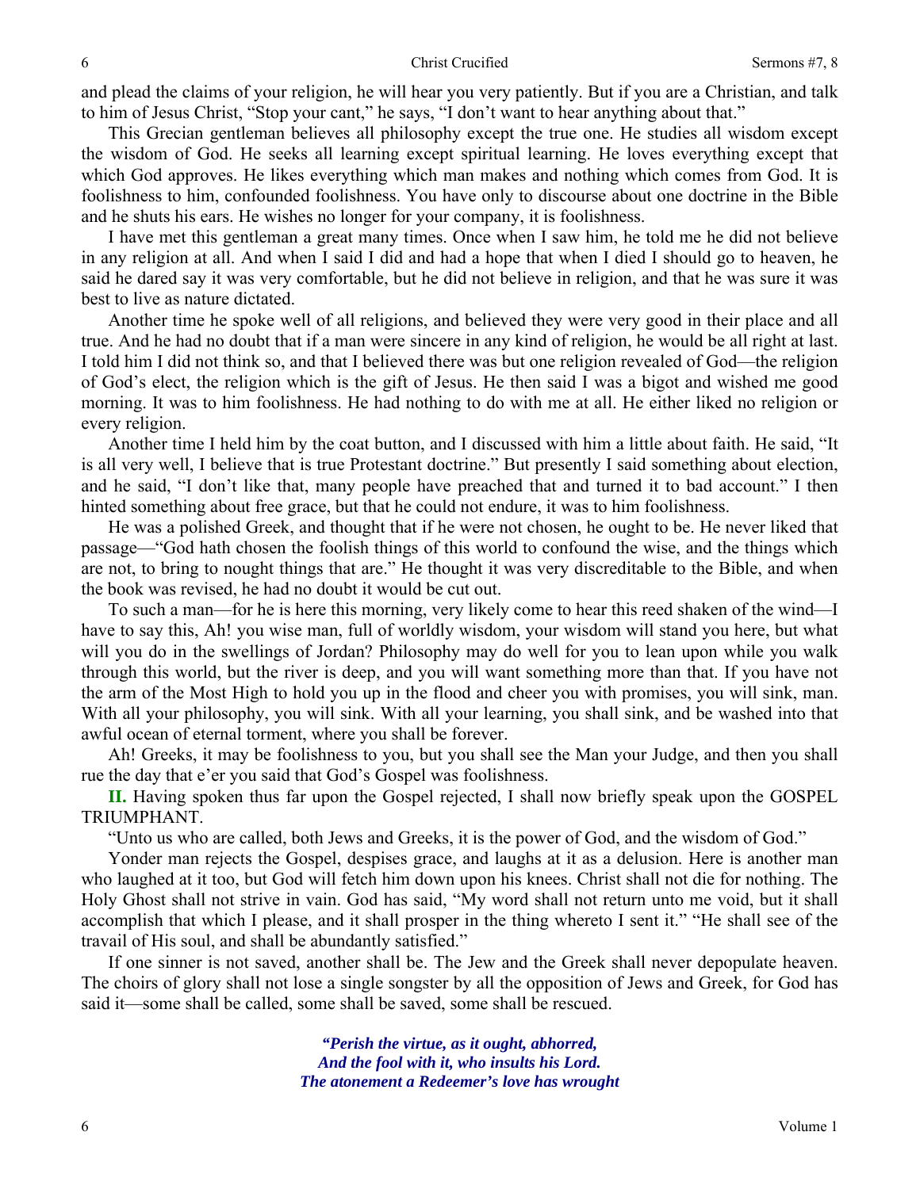and plead the claims of your religion, he will hear you very patiently. But if you are a Christian, and talk to him of Jesus Christ, "Stop your cant," he says, "I don't want to hear anything about that."

This Grecian gentleman believes all philosophy except the true one. He studies all wisdom except the wisdom of God. He seeks all learning except spiritual learning. He loves everything except that which God approves. He likes everything which man makes and nothing which comes from God. It is foolishness to him, confounded foolishness. You have only to discourse about one doctrine in the Bible and he shuts his ears. He wishes no longer for your company, it is foolishness.

I have met this gentleman a great many times. Once when I saw him, he told me he did not believe in any religion at all. And when I said I did and had a hope that when I died I should go to heaven, he said he dared say it was very comfortable, but he did not believe in religion, and that he was sure it was best to live as nature dictated.

Another time he spoke well of all religions, and believed they were very good in their place and all true. And he had no doubt that if a man were sincere in any kind of religion, he would be all right at last. I told him I did not think so, and that I believed there was but one religion revealed of God—the religion of God's elect, the religion which is the gift of Jesus. He then said I was a bigot and wished me good morning. It was to him foolishness. He had nothing to do with me at all. He either liked no religion or every religion.

Another time I held him by the coat button, and I discussed with him a little about faith. He said, "It is all very well, I believe that is true Protestant doctrine." But presently I said something about election, and he said, "I don't like that, many people have preached that and turned it to bad account." I then hinted something about free grace, but that he could not endure, it was to him foolishness.

He was a polished Greek, and thought that if he were not chosen, he ought to be. He never liked that passage—"God hath chosen the foolish things of this world to confound the wise, and the things which are not, to bring to nought things that are." He thought it was very discreditable to the Bible, and when the book was revised, he had no doubt it would be cut out.

To such a man—for he is here this morning, very likely come to hear this reed shaken of the wind—I have to say this, Ah! you wise man, full of worldly wisdom, your wisdom will stand you here, but what will you do in the swellings of Jordan? Philosophy may do well for you to lean upon while you walk through this world, but the river is deep, and you will want something more than that. If you have not the arm of the Most High to hold you up in the flood and cheer you with promises, you will sink, man. With all your philosophy, you will sink. With all your learning, you shall sink, and be washed into that awful ocean of eternal torment, where you shall be forever.

Ah! Greeks, it may be foolishness to you, but you shall see the Man your Judge, and then you shall rue the day that e'er you said that God's Gospel was foolishness.

**II.** Having spoken thus far upon the Gospel rejected, I shall now briefly speak upon the GOSPEL TRIUMPHANT.

"Unto us who are called, both Jews and Greeks, it is the power of God, and the wisdom of God."

Yonder man rejects the Gospel, despises grace, and laughs at it as a delusion. Here is another man who laughed at it too, but God will fetch him down upon his knees. Christ shall not die for nothing. The Holy Ghost shall not strive in vain. God has said, "My word shall not return unto me void, but it shall accomplish that which I please, and it shall prosper in the thing whereto I sent it." "He shall see of the travail of His soul, and shall be abundantly satisfied."

If one sinner is not saved, another shall be. The Jew and the Greek shall never depopulate heaven. The choirs of glory shall not lose a single songster by all the opposition of Jews and Greek, for God has said it—some shall be called, some shall be saved, some shall be rescued.

> ***"Perish the virtue, as it ought, abhorred,***
> ***And the fool with it, who insults his Lord.***
> ***The atonement a Redeemer's love has wrought***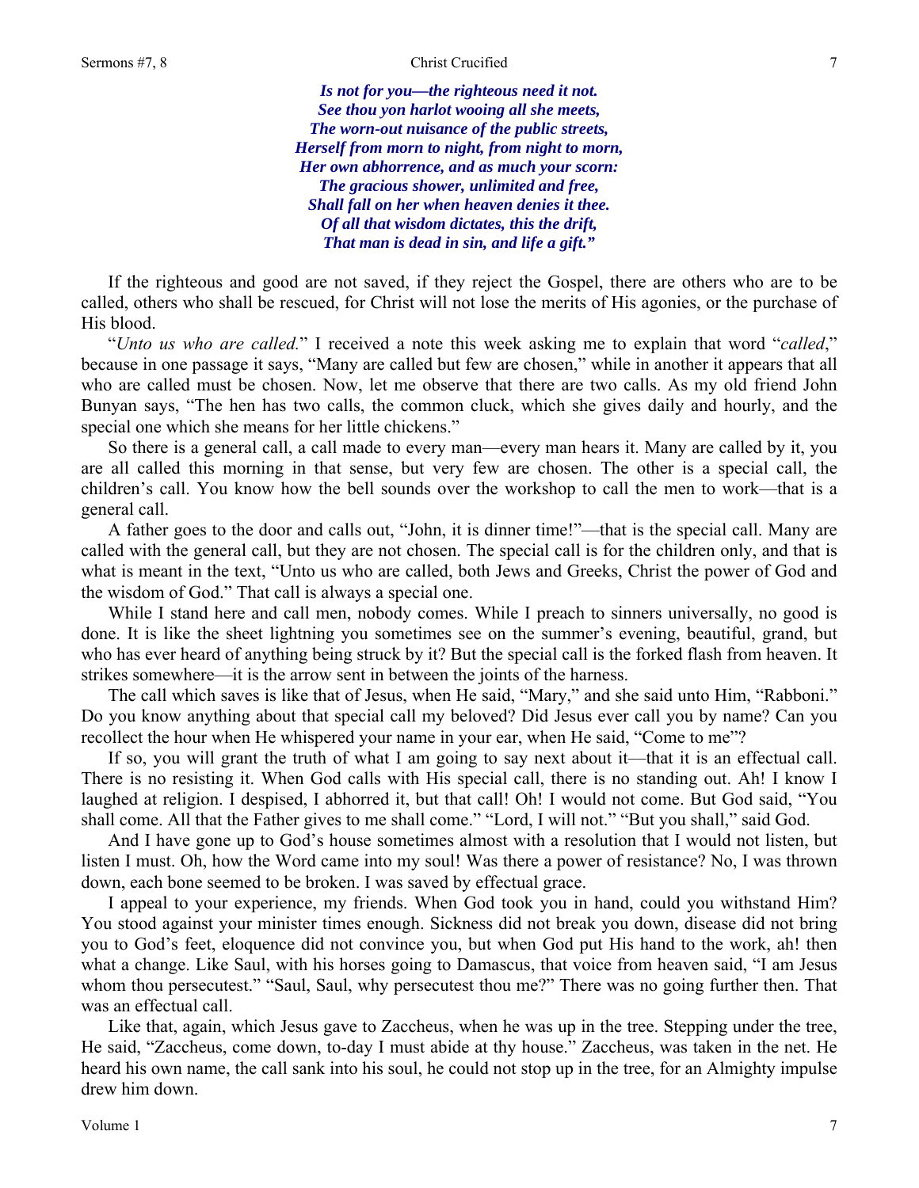***Is not for you—the righteous need it not.***
***See thou yon harlot wooing all she meets,***
***The worn-out nuisance of the public streets,***
***Herself from morn to night, from night to morn,***
***Her own abhorrence, and as much your scorn:***
***The gracious shower, unlimited and free,***
***Shall fall on her when heaven denies it thee.***
***Of all that wisdom dictates, this the drift,***
***That man is dead in sin, and life a gift."***

If the righteous and good are not saved, if they reject the Gospel, there are others who are to be called, others who shall be rescued, for Christ will not lose the merits of His agonies, or the purchase of His blood.

"*Unto us who are called.*" I received a note this week asking me to explain that word "*called*," because in one passage it says, "Many are called but few are chosen," while in another it appears that all who are called must be chosen. Now, let me observe that there are two calls. As my old friend John Bunyan says, "The hen has two calls, the common cluck, which she gives daily and hourly, and the special one which she means for her little chickens."

So there is a general call, a call made to every man—every man hears it. Many are called by it, you are all called this morning in that sense, but very few are chosen. The other is a special call, the children's call. You know how the bell sounds over the workshop to call the men to work—that is a general call.

A father goes to the door and calls out, "John, it is dinner time!"—that is the special call. Many are called with the general call, but they are not chosen. The special call is for the children only, and that is what is meant in the text, "Unto us who are called, both Jews and Greeks, Christ the power of God and the wisdom of God." That call is always a special one.

While I stand here and call men, nobody comes. While I preach to sinners universally, no good is done. It is like the sheet lightning you sometimes see on the summer's evening, beautiful, grand, but who has ever heard of anything being struck by it? But the special call is the forked flash from heaven. It strikes somewhere—it is the arrow sent in between the joints of the harness.

The call which saves is like that of Jesus, when He said, "Mary," and she said unto Him, "Rabboni." Do you know anything about that special call my beloved? Did Jesus ever call you by name? Can you recollect the hour when He whispered your name in your ear, when He said, "Come to me"?

If so, you will grant the truth of what I am going to say next about it—that it is an effectual call. There is no resisting it. When God calls with His special call, there is no standing out. Ah! I know I laughed at religion. I despised, I abhorred it, but that call! Oh! I would not come. But God said, "You shall come. All that the Father gives to me shall come." "Lord, I will not." "But you shall," said God.

And I have gone up to God's house sometimes almost with a resolution that I would not listen, but listen I must. Oh, how the Word came into my soul! Was there a power of resistance? No, I was thrown down, each bone seemed to be broken. I was saved by effectual grace.

I appeal to your experience, my friends. When God took you in hand, could you withstand Him? You stood against your minister times enough. Sickness did not break you down, disease did not bring you to God's feet, eloquence did not convince you, but when God put His hand to the work, ah! then what a change. Like Saul, with his horses going to Damascus, that voice from heaven said, "I am Jesus whom thou persecutest." "Saul, Saul, why persecutest thou me?" There was no going further then. That was an effectual call.

Like that, again, which Jesus gave to Zaccheus, when he was up in the tree. Stepping under the tree, He said, "Zaccheus, come down, to-day I must abide at thy house." Zaccheus, was taken in the net. He heard his own name, the call sank into his soul, he could not stop up in the tree, for an Almighty impulse drew him down.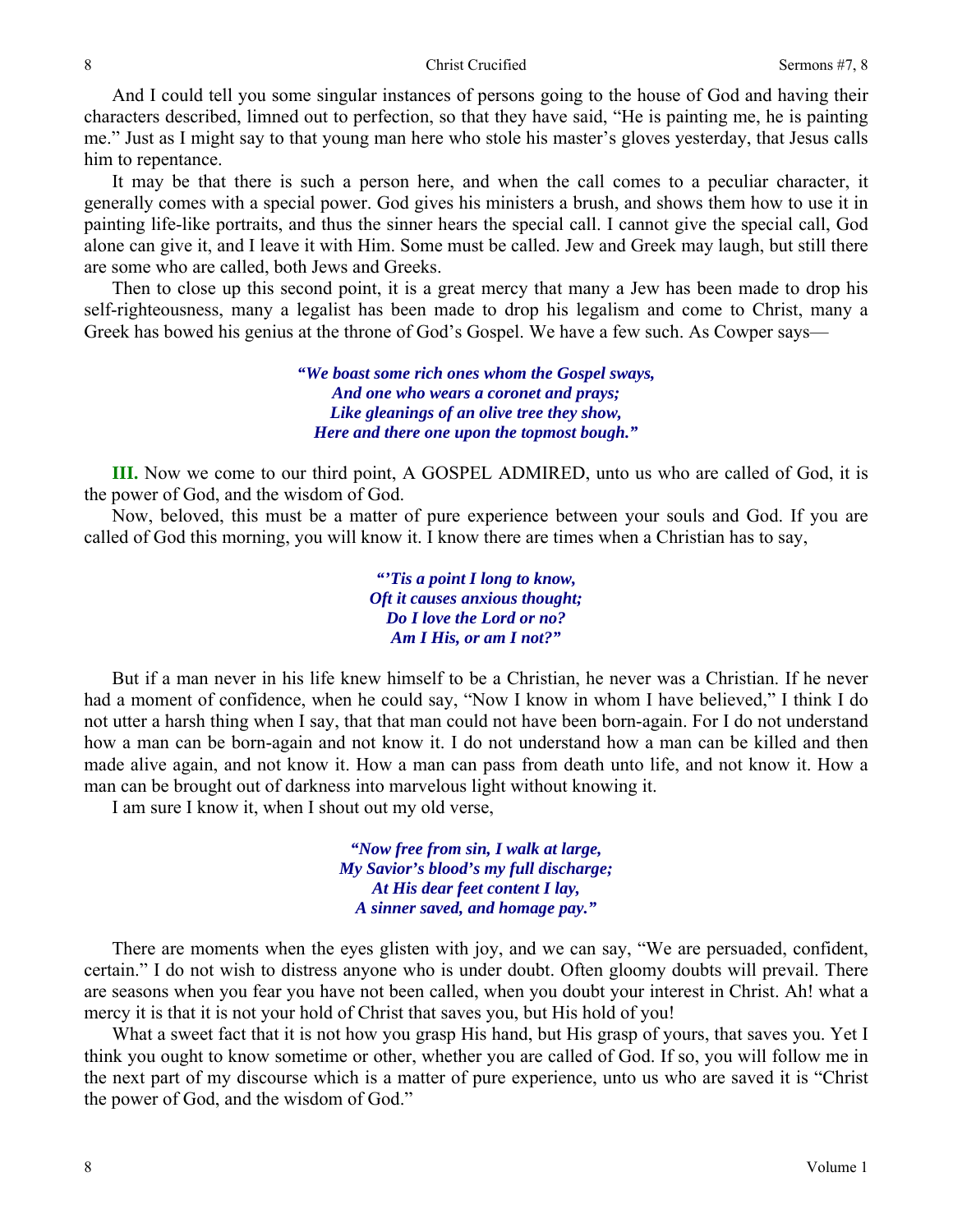And I could tell you some singular instances of persons going to the house of God and having their characters described, limned out to perfection, so that they have said, "He is painting me, he is painting me." Just as I might say to that young man here who stole his master's gloves yesterday, that Jesus calls him to repentance.

It may be that there is such a person here, and when the call comes to a peculiar character, it generally comes with a special power. God gives his ministers a brush, and shows them how to use it in painting life-like portraits, and thus the sinner hears the special call. I cannot give the special call, God alone can give it, and I leave it with Him. Some must be called. Jew and Greek may laugh, but still there are some who are called, both Jews and Greeks.

Then to close up this second point, it is a great mercy that many a Jew has been made to drop his self-righteousness, many a legalist has been made to drop his legalism and come to Christ, many a Greek has bowed his genius at the throne of God's Gospel. We have a few such. As Cowper says—

> ***"We boast some rich ones whom the Gospel sways,***
> ***And one who wears a coronet and prays;***
> ***Like gleanings of an olive tree they show,***
> ***Here and there one upon the topmost bough."***

**III.** Now we come to our third point, A GOSPEL ADMIRED, unto us who are called of God, it is the power of God, and the wisdom of God.

Now, beloved, this must be a matter of pure experience between your souls and God. If you are called of God this morning, you will know it. I know there are times when a Christian has to say,

> ***"'Tis a point I long to know,***
> ***Oft it causes anxious thought;***
> ***Do I love the Lord or no?***
> ***Am I His, or am I not?"***

But if a man never in his life knew himself to be a Christian, he never was a Christian. If he never had a moment of confidence, when he could say, "Now I know in whom I have believed," I think I do not utter a harsh thing when I say, that that man could not have been born-again. For I do not understand how a man can be born-again and not know it. I do not understand how a man can be killed and then made alive again, and not know it. How a man can pass from death unto life, and not know it. How a man can be brought out of darkness into marvelous light without knowing it.

I am sure I know it, when I shout out my old verse,

> ***"Now free from sin, I walk at large,***
> ***My Savior's blood's my full discharge;***
> ***At His dear feet content I lay,***
> ***A sinner saved, and homage pay."***

There are moments when the eyes glisten with joy, and we can say, "We are persuaded, confident, certain." I do not wish to distress anyone who is under doubt. Often gloomy doubts will prevail. There are seasons when you fear you have not been called, when you doubt your interest in Christ. Ah! what a mercy it is that it is not your hold of Christ that saves you, but His hold of you!

What a sweet fact that it is not how you grasp His hand, but His grasp of yours, that saves you. Yet I think you ought to know sometime or other, whether you are called of God. If so, you will follow me in the next part of my discourse which is a matter of pure experience, unto us who are saved it is "Christ the power of God, and the wisdom of God."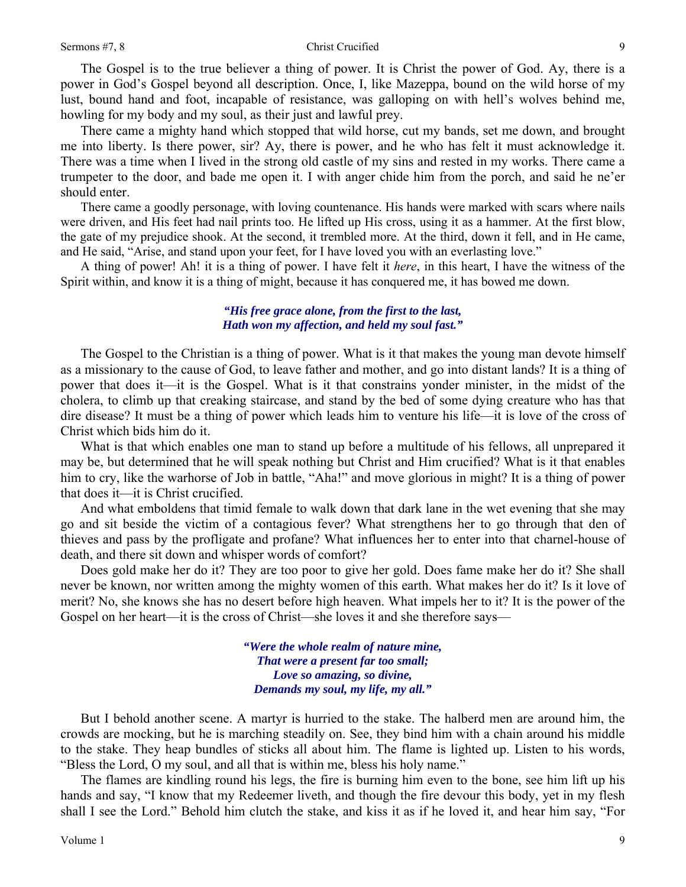The Gospel is to the true believer a thing of power. It is Christ the power of God. Ay, there is a power in God's Gospel beyond all description. Once, I, like Mazeppa, bound on the wild horse of my lust, bound hand and foot, incapable of resistance, was galloping on with hell's wolves behind me, howling for my body and my soul, as their just and lawful prey.

There came a mighty hand which stopped that wild horse, cut my bands, set me down, and brought me into liberty. Is there power, sir? Ay, there is power, and he who has felt it must acknowledge it. There was a time when I lived in the strong old castle of my sins and rested in my works. There came a trumpeter to the door, and bade me open it. I with anger chide him from the porch, and said he ne'er should enter.

There came a goodly personage, with loving countenance. His hands were marked with scars where nails were driven, and His feet had nail prints too. He lifted up His cross, using it as a hammer. At the first blow, the gate of my prejudice shook. At the second, it trembled more. At the third, down it fell, and in He came, and He said, "Arise, and stand upon your feet, for I have loved you with an everlasting love."

A thing of power! Ah! it is a thing of power. I have felt it *here*, in this heart, I have the witness of the Spirit within, and know it is a thing of might, because it has conquered me, it has bowed me down.

***"His free grace alone, from the first to the last,***
***Hath won my affection, and held my soul fast."***

The Gospel to the Christian is a thing of power. What is it that makes the young man devote himself as a missionary to the cause of God, to leave father and mother, and go into distant lands? It is a thing of power that does it—it is the Gospel. What is it that constrains yonder minister, in the midst of the cholera, to climb up that creaking staircase, and stand by the bed of some dying creature who has that dire disease? It must be a thing of power which leads him to venture his life—it is love of the cross of Christ which bids him do it.

What is that which enables one man to stand up before a multitude of his fellows, all unprepared it may be, but determined that he will speak nothing but Christ and Him crucified? What is it that enables him to cry, like the warhorse of Job in battle, "Aha!" and move glorious in might? It is a thing of power that does it—it is Christ crucified.

And what emboldens that timid female to walk down that dark lane in the wet evening that she may go and sit beside the victim of a contagious fever? What strengthens her to go through that den of thieves and pass by the profligate and profane? What influences her to enter into that charnel-house of death, and there sit down and whisper words of comfort?

Does gold make her do it? They are too poor to give her gold. Does fame make her do it? She shall never be known, nor written among the mighty women of this earth. What makes her do it? Is it love of merit? No, she knows she has no desert before high heaven. What impels her to it? It is the power of the Gospel on her heart—it is the cross of Christ—she loves it and she therefore says—

***"Were the whole realm of nature mine,***
***That were a present far too small;***
***Love so amazing, so divine,***
***Demands my soul, my life, my all."***

But I behold another scene. A martyr is hurried to the stake. The halberd men are around him, the crowds are mocking, but he is marching steadily on. See, they bind him with a chain around his middle to the stake. They heap bundles of sticks all about him. The flame is lighted up. Listen to his words, "Bless the Lord, O my soul, and all that is within me, bless his holy name."

The flames are kindling round his legs, the fire is burning him even to the bone, see him lift up his hands and say, "I know that my Redeemer liveth, and though the fire devour this body, yet in my flesh shall I see the Lord." Behold him clutch the stake, and kiss it as if he loved it, and hear him say, "For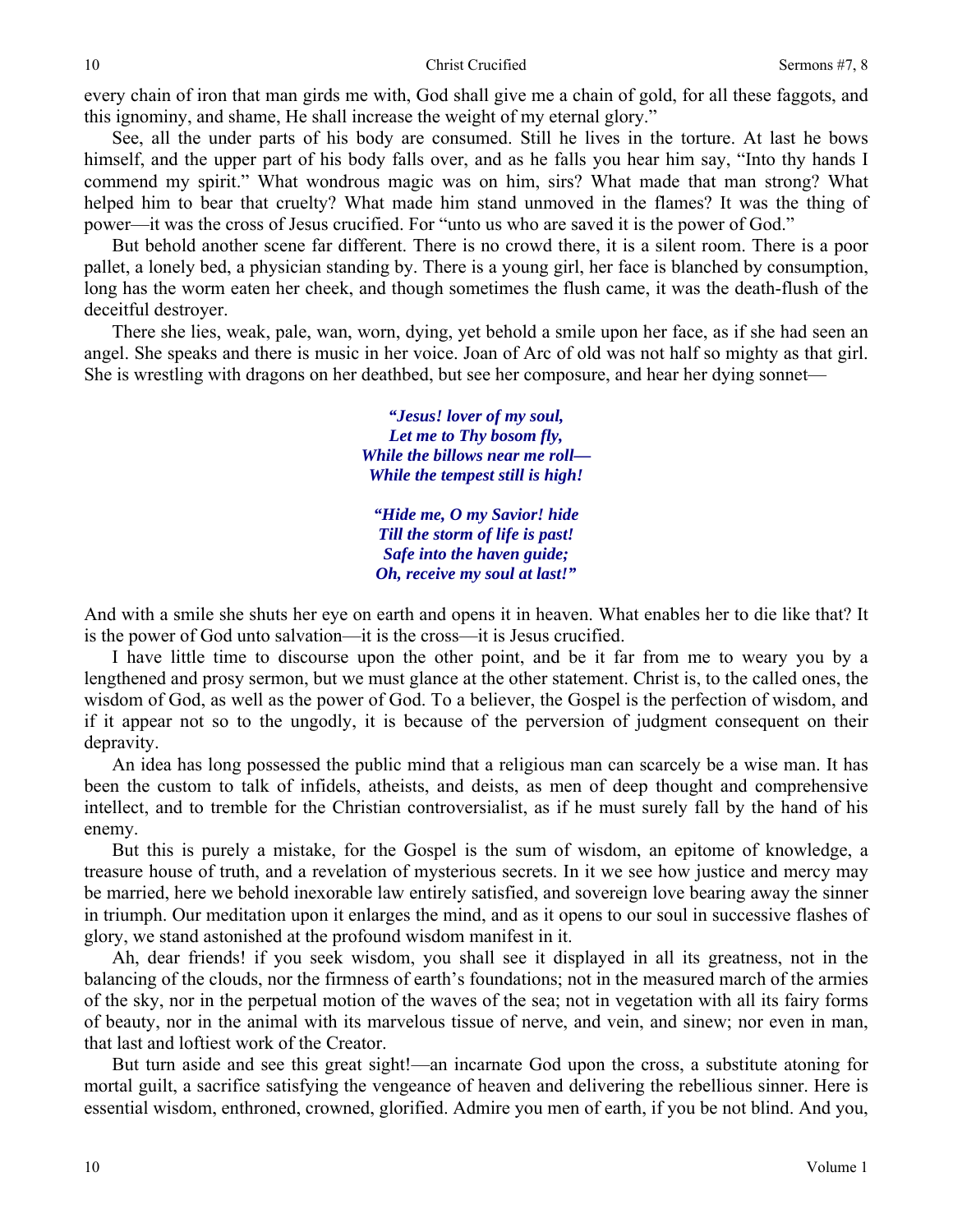every chain of iron that man girds me with, God shall give me a chain of gold, for all these faggots, and this ignominy, and shame, He shall increase the weight of my eternal glory."

See, all the under parts of his body are consumed. Still he lives in the torture. At last he bows himself, and the upper part of his body falls over, and as he falls you hear him say, "Into thy hands I commend my spirit." What wondrous magic was on him, sirs? What made that man strong? What helped him to bear that cruelty? What made him stand unmoved in the flames? It was the thing of power—it was the cross of Jesus crucified. For "unto us who are saved it is the power of God."

But behold another scene far different. There is no crowd there, it is a silent room. There is a poor pallet, a lonely bed, a physician standing by. There is a young girl, her face is blanched by consumption, long has the worm eaten her cheek, and though sometimes the flush came, it was the death-flush of the deceitful destroyer.

There she lies, weak, pale, wan, worn, dying, yet behold a smile upon her face, as if she had seen an angel. She speaks and there is music in her voice. Joan of Arc of old was not half so mighty as that girl. She is wrestling with dragons on her deathbed, but see her composure, and hear her dying sonnet—

> ***"Jesus! lover of my soul,***
> ***Let me to Thy bosom fly,***
> ***While the billows near me roll—***
> ***While the tempest still is high!***
>
> ***"Hide me, O my Savior! hide***
> ***Till the storm of life is past!***
> ***Safe into the haven guide;***
> ***Oh, receive my soul at last!"***

And with a smile she shuts her eye on earth and opens it in heaven. What enables her to die like that? It is the power of God unto salvation—it is the cross—it is Jesus crucified.

I have little time to discourse upon the other point, and be it far from me to weary you by a lengthened and prosy sermon, but we must glance at the other statement. Christ is, to the called ones, the wisdom of God, as well as the power of God. To a believer, the Gospel is the perfection of wisdom, and if it appear not so to the ungodly, it is because of the perversion of judgment consequent on their depravity.

An idea has long possessed the public mind that a religious man can scarcely be a wise man. It has been the custom to talk of infidels, atheists, and deists, as men of deep thought and comprehensive intellect, and to tremble for the Christian controversialist, as if he must surely fall by the hand of his enemy.

But this is purely a mistake, for the Gospel is the sum of wisdom, an epitome of knowledge, a treasure house of truth, and a revelation of mysterious secrets. In it we see how justice and mercy may be married, here we behold inexorable law entirely satisfied, and sovereign love bearing away the sinner in triumph. Our meditation upon it enlarges the mind, and as it opens to our soul in successive flashes of glory, we stand astonished at the profound wisdom manifest in it.

Ah, dear friends! if you seek wisdom, you shall see it displayed in all its greatness, not in the balancing of the clouds, nor the firmness of earth's foundations; not in the measured march of the armies of the sky, nor in the perpetual motion of the waves of the sea; not in vegetation with all its fairy forms of beauty, nor in the animal with its marvelous tissue of nerve, and vein, and sinew; nor even in man, that last and loftiest work of the Creator.

But turn aside and see this great sight!—an incarnate God upon the cross, a substitute atoning for mortal guilt, a sacrifice satisfying the vengeance of heaven and delivering the rebellious sinner. Here is essential wisdom, enthroned, crowned, glorified. Admire you men of earth, if you be not blind. And you,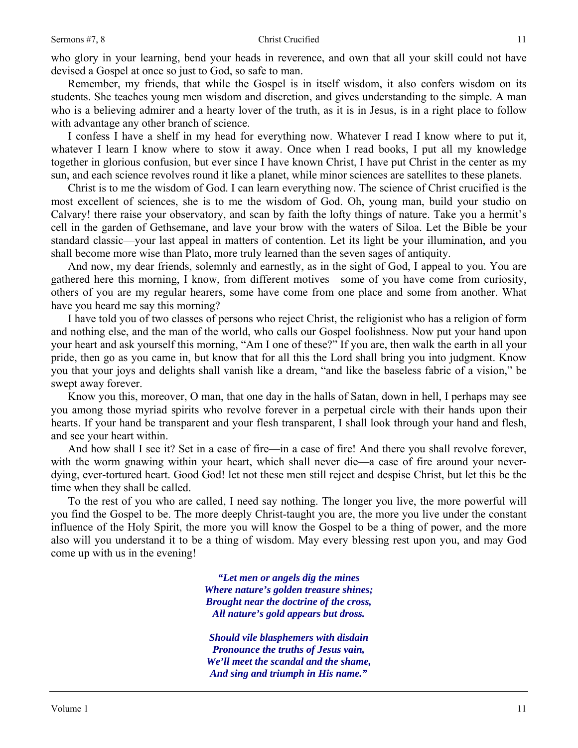who glory in your learning, bend your heads in reverence, and own that all your skill could not have devised a Gospel at once so just to God, so safe to man.

Remember, my friends, that while the Gospel is in itself wisdom, it also confers wisdom on its students. She teaches young men wisdom and discretion, and gives understanding to the simple. A man who is a believing admirer and a hearty lover of the truth, as it is in Jesus, is in a right place to follow with advantage any other branch of science.

I confess I have a shelf in my head for everything now. Whatever I read I know where to put it, whatever I learn I know where to stow it away. Once when I read books, I put all my knowledge together in glorious confusion, but ever since I have known Christ, I have put Christ in the center as my sun, and each science revolves round it like a planet, while minor sciences are satellites to these planets.

Christ is to me the wisdom of God. I can learn everything now. The science of Christ crucified is the most excellent of sciences, she is to me the wisdom of God. Oh, young man, build your studio on Calvary! there raise your observatory, and scan by faith the lofty things of nature. Take you a hermit's cell in the garden of Gethsemane, and lave your brow with the waters of Siloa. Let the Bible be your standard classic—your last appeal in matters of contention. Let its light be your illumination, and you shall become more wise than Plato, more truly learned than the seven sages of antiquity.

And now, my dear friends, solemnly and earnestly, as in the sight of God, I appeal to you. You are gathered here this morning, I know, from different motives—some of you have come from curiosity, others of you are my regular hearers, some have come from one place and some from another. What have you heard me say this morning?

I have told you of two classes of persons who reject Christ, the religionist who has a religion of form and nothing else, and the man of the world, who calls our Gospel foolishness. Now put your hand upon your heart and ask yourself this morning, "Am I one of these?" If you are, then walk the earth in all your pride, then go as you came in, but know that for all this the Lord shall bring you into judgment. Know you that your joys and delights shall vanish like a dream, "and like the baseless fabric of a vision," be swept away forever.

Know you this, moreover, O man, that one day in the halls of Satan, down in hell, I perhaps may see you among those myriad spirits who revolve forever in a perpetual circle with their hands upon their hearts. If your hand be transparent and your flesh transparent, I shall look through your hand and flesh, and see your heart within.

And how shall I see it? Set in a case of fire—in a case of fire! And there you shall revolve forever, with the worm gnawing within your heart, which shall never die—a case of fire around your never-dying, ever-tortured heart. Good God! let not these men still reject and despise Christ, but let this be the time when they shall be called.

To the rest of you who are called, I need say nothing. The longer you live, the more powerful will you find the Gospel to be. The more deeply Christ-taught you are, the more you live under the constant influence of the Holy Spirit, the more you will know the Gospel to be a thing of power, and the more also will you understand it to be a thing of wisdom. May every blessing rest upon you, and may God come up with us in the evening!

***"Let men or angels dig the mines***
***Where nature's golden treasure shines;***
***Brought near the doctrine of the cross,***
***All nature's gold appears but dross.***

***Should vile blasphemers with disdain***
***Pronounce the truths of Jesus vain,***
***We'll meet the scandal and the shame,***
***And sing and triumph in His name."***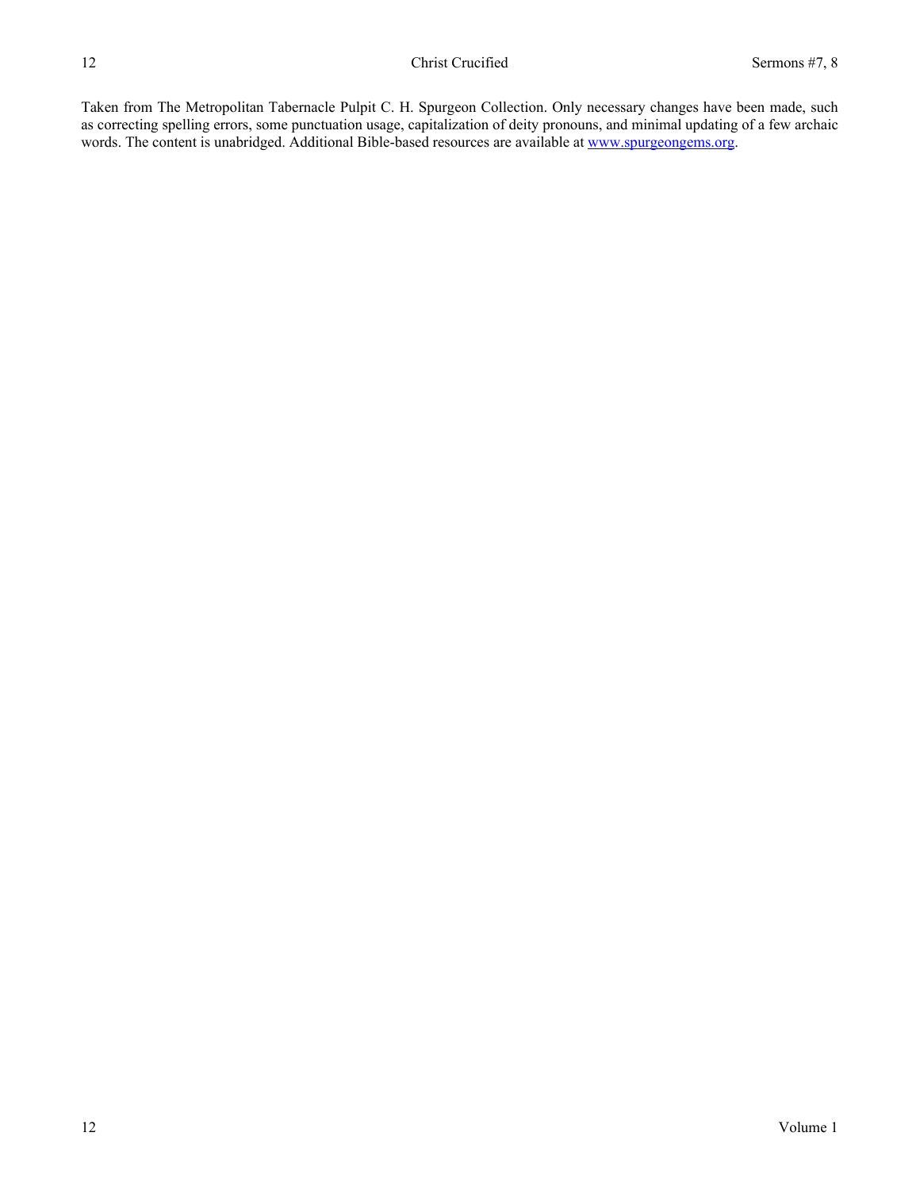Taken from The Metropolitan Tabernacle Pulpit C. H. Spurgeon Collection. Only necessary changes have been made, such as correcting spelling errors, some punctuation usage, capitalization of deity pronouns, and minimal updating of a few archaic words. The content is unabridged. Additional Bible-based resources are available at [www.spurgeongems.org](http://www.spurgeongems.org).